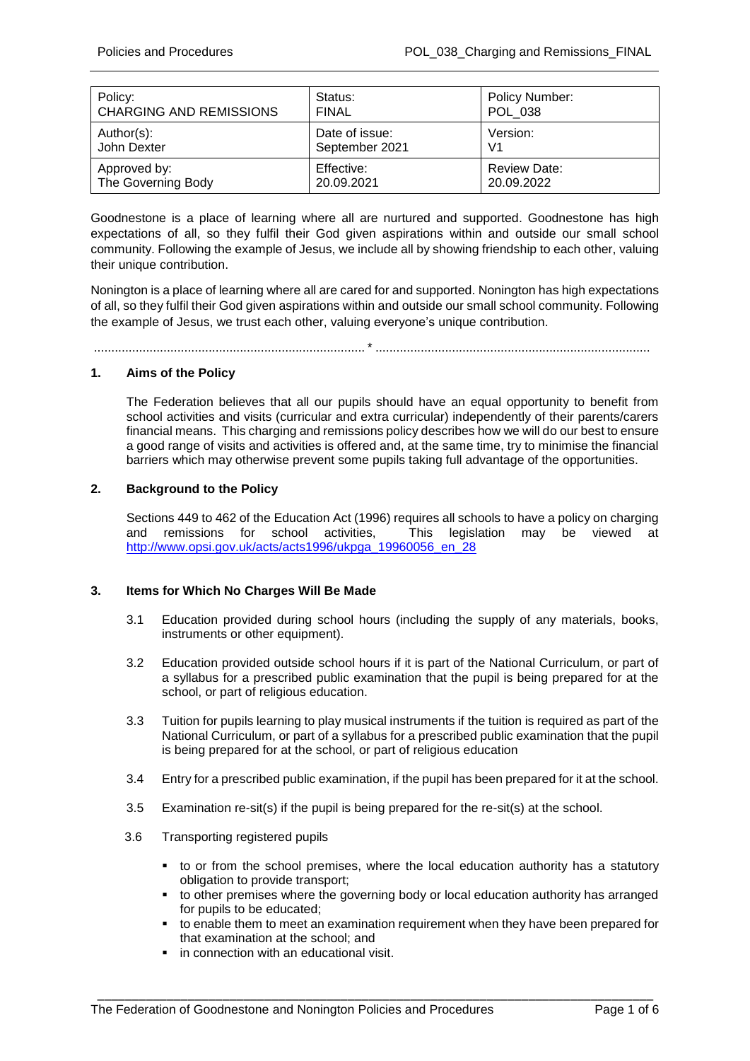| Policy:<br>CHARGING AND REMISSIONS | Status:<br>FINAL | Policy Number:<br>POL_038 |
|---|---|---|
| Author(s):<br>John Dexter | Date of issue:<br>September 2021 | Version:<br>V1 |
| Approved by:<br>The Governing Body | Effective:<br>20.09.2021 | Review Date:<br>20.09.2022 |

Goodnestone is a place of learning where all are nurtured and supported. Goodnestone has high expectations of all, so they fulfil their God given aspirations within and outside our small school community. Following the example of Jesus, we include all by showing friendship to each other, valuing their unique contribution.

Nonington is a place of learning where all are cared for and supported. Nonington has high expectations of all, so they fulfil their God given aspirations within and outside our small school community. Following the example of Jesus, we trust each other, valuing everyone's unique contribution.

............................................................................ * ............................................................................

## 1. Aims of the Policy

The Federation believes that all our pupils should have an equal opportunity to benefit from school activities and visits (curricular and extra curricular) independently of their parents/carers financial means. This charging and remissions policy describes how we will do our best to ensure a good range of visits and activities is offered and, at the same time, try to minimise the financial barriers which may otherwise prevent some pupils taking full advantage of the opportunities.

## 2. Background to the Policy

Sections 449 to 462 of the Education Act (1996) requires all schools to have a policy on charging and remissions for school activities, This legislation may be viewed at http://www.opsi.gov.uk/acts/acts1996/ukpga_19960056_en_28

## 3. Items for Which No Charges Will Be Made

3.1 Education provided during school hours (including the supply of any materials, books, instruments or other equipment).

3.2 Education provided outside school hours if it is part of the National Curriculum, or part of a syllabus for a prescribed public examination that the pupil is being prepared for at the school, or part of religious education.

3.3 Tuition for pupils learning to play musical instruments if the tuition is required as part of the National Curriculum, or part of a syllabus for a prescribed public examination that the pupil is being prepared for at the school, or part of religious education

3.4 Entry for a prescribed public examination, if the pupil has been prepared for it at the school.

3.5 Examination re-sit(s) if the pupil is being prepared for the re-sit(s) at the school.

3.6 Transporting registered pupils

- to or from the school premises, where the local education authority has a statutory obligation to provide transport;
- to other premises where the governing body or local education authority has arranged for pupils to be educated;
- to enable them to meet an examination requirement when they have been prepared for that examination at the school; and
- in connection with an educational visit.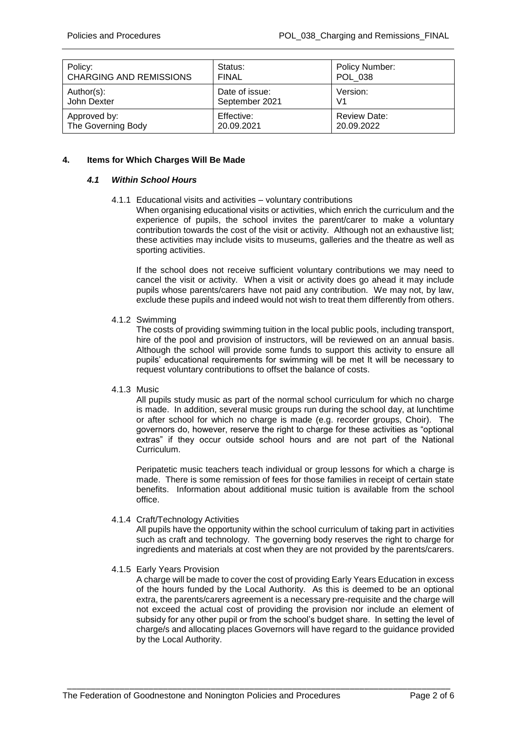| Policy: CHARGING AND REMISSIONS | Status: FINAL | Policy Number: POL_038 |
| --- | --- | --- |
| Author(s): John Dexter | Date of issue: September 2021 | Version: V1 |
| Approved by: The Governing Body | Effective: 20.09.2021 | Review Date: 20.09.2022 |

## 4. Items for Which Charges Will Be Made

### *4.1 Within School Hours*

4.1.1 Educational visits and activities – voluntary contributions

When organising educational visits or activities, which enrich the curriculum and the experience of pupils, the school invites the parent/carer to make a voluntary contribution towards the cost of the visit or activity. Although not an exhaustive list; these activities may include visits to museums, galleries and the theatre as well as sporting activities.

If the school does not receive sufficient voluntary contributions we may need to cancel the visit or activity. When a visit or activity does go ahead it may include pupils whose parents/carers have not paid any contribution. We may not, by law, exclude these pupils and indeed would not wish to treat them differently from others.

4.1.2 Swimming

The costs of providing swimming tuition in the local public pools, including transport, hire of the pool and provision of instructors, will be reviewed on an annual basis. Although the school will provide some funds to support this activity to ensure all pupils' educational requirements for swimming will be met It will be necessary to request voluntary contributions to offset the balance of costs.

4.1.3 Music

All pupils study music as part of the normal school curriculum for which no charge is made. In addition, several music groups run during the school day, at lunchtime or after school for which no charge is made (e.g. recorder groups, Choir). The governors do, however, reserve the right to charge for these activities as "optional extras" if they occur outside school hours and are not part of the National Curriculum.

Peripatetic music teachers teach individual or group lessons for which a charge is made. There is some remission of fees for those families in receipt of certain state benefits. Information about additional music tuition is available from the school office.

4.1.4 Craft/Technology Activities

All pupils have the opportunity within the school curriculum of taking part in activities such as craft and technology. The governing body reserves the right to charge for ingredients and materials at cost when they are not provided by the parents/carers.

4.1.5 Early Years Provision

A charge will be made to cover the cost of providing Early Years Education in excess of the hours funded by the Local Authority. As this is deemed to be an optional extra, the parents/carers agreement is a necessary pre-requisite and the charge will not exceed the actual cost of providing the provision nor include an element of subsidy for any other pupil or from the school's budget share. In setting the level of charge/s and allocating places Governors will have regard to the guidance provided by the Local Authority.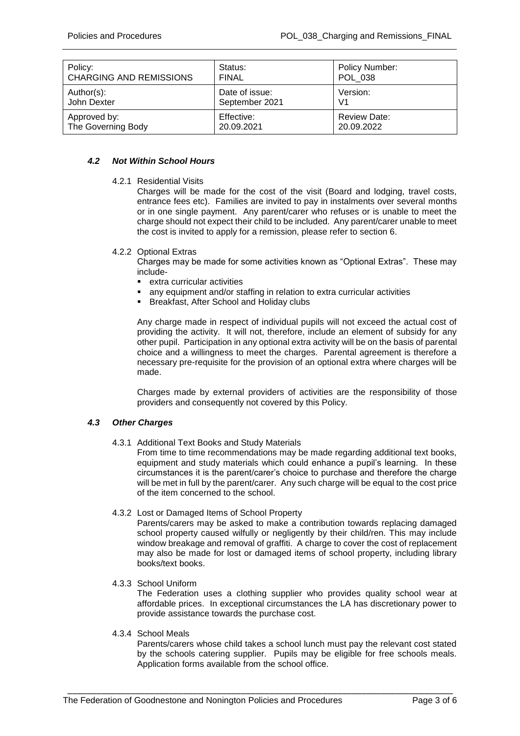| Policy: CHARGING AND REMISSIONS | Status: FINAL | Policy Number: POL_038 |
|---|---|---|
| Author(s): John Dexter | Date of issue: September 2021 | Version: V1 |
| Approved by: The Governing Body | Effective: 20.09.2021 | Review Date: 20.09.2022 |

### *4.2 Not Within School Hours*

4.2.1 Residential Visits

Charges will be made for the cost of the visit (Board and lodging, travel costs, entrance fees etc). Families are invited to pay in instalments over several months or in one single payment. Any parent/carer who refuses or is unable to meet the charge should not expect their child to be included. Any parent/carer unable to meet the cost is invited to apply for a remission, please refer to section 6.

4.2.2 Optional Extras

Charges may be made for some activities known as "Optional Extras". These may include-

- extra curricular activities
- any equipment and/or staffing in relation to extra curricular activities
- Breakfast, After School and Holiday clubs

Any charge made in respect of individual pupils will not exceed the actual cost of providing the activity. It will not, therefore, include an element of subsidy for any other pupil. Participation in any optional extra activity will be on the basis of parental choice and a willingness to meet the charges. Parental agreement is therefore a necessary pre-requisite for the provision of an optional extra where charges will be made.

Charges made by external providers of activities are the responsibility of those providers and consequently not covered by this Policy.

### *4.3 Other Charges*

4.3.1 Additional Text Books and Study Materials

From time to time recommendations may be made regarding additional text books, equipment and study materials which could enhance a pupil's learning. In these circumstances it is the parent/carer's choice to purchase and therefore the charge will be met in full by the parent/carer. Any such charge will be equal to the cost price of the item concerned to the school.

4.3.2 Lost or Damaged Items of School Property

Parents/carers may be asked to make a contribution towards replacing damaged school property caused wilfully or negligently by their child/ren. This may include window breakage and removal of graffiti. A charge to cover the cost of replacement may also be made for lost or damaged items of school property, including library books/text books.

4.3.3 School Uniform

The Federation uses a clothing supplier who provides quality school wear at affordable prices. In exceptional circumstances the LA has discretionary power to provide assistance towards the purchase cost.

4.3.4 School Meals

Parents/carers whose child takes a school lunch must pay the relevant cost stated by the schools catering supplier. Pupils may be eligible for free schools meals. Application forms available from the school office.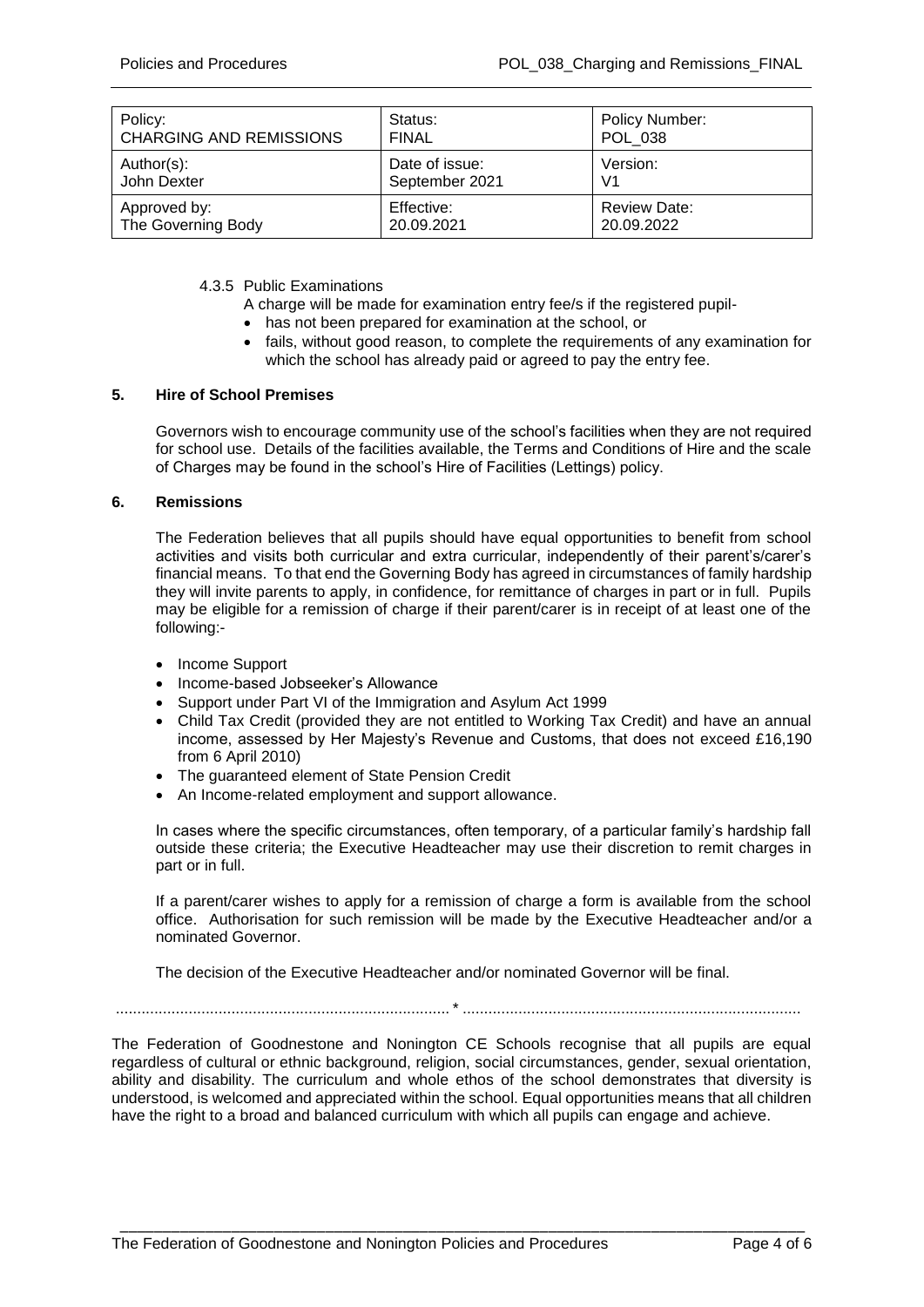| Policy: CHARGING AND REMISSIONS | Status: FINAL | Policy Number: POL_038 |
| --- | --- | --- |
| Author(s): John Dexter | Date of issue: September 2021 | Version: V1 |
| Approved by: The Governing Body | Effective: 20.09.2021 | Review Date: 20.09.2022 |

4.3.5 Public Examinations

A charge will be made for examination entry fee/s if the registered pupil-

- has not been prepared for examination at the school, or
- fails, without good reason, to complete the requirements of any examination for which the school has already paid or agreed to pay the entry fee.

## 5. Hire of School Premises

Governors wish to encourage community use of the school's facilities when they are not required for school use. Details of the facilities available, the Terms and Conditions of Hire and the scale of Charges may be found in the school's Hire of Facilities (Lettings) policy.

## 6. Remissions

The Federation believes that all pupils should have equal opportunities to benefit from school activities and visits both curricular and extra curricular, independently of their parent's/carer's financial means. To that end the Governing Body has agreed in circumstances of family hardship they will invite parents to apply, in confidence, for remittance of charges in part or in full. Pupils may be eligible for a remission of charge if their parent/carer is in receipt of at least one of the following:-

- Income Support
- Income-based Jobseeker's Allowance
- Support under Part VI of the Immigration and Asylum Act 1999
- Child Tax Credit (provided they are not entitled to Working Tax Credit) and have an annual income, assessed by Her Majesty's Revenue and Customs, that does not exceed £16,190 from 6 April 2010)
- The guaranteed element of State Pension Credit
- An Income-related employment and support allowance.

In cases where the specific circumstances, often temporary, of a particular family's hardship fall outside these criteria; the Executive Headteacher may use their discretion to remit charges in part or in full.

If a parent/carer wishes to apply for a remission of charge a form is available from the school office. Authorisation for such remission will be made by the Executive Headteacher and/or a nominated Governor.

The decision of the Executive Headteacher and/or nominated Governor will be final.

............................................................................... * ...............................................................................

The Federation of Goodnestone and Nonington CE Schools recognise that all pupils are equal regardless of cultural or ethnic background, religion, social circumstances, gender, sexual orientation, ability and disability. The curriculum and whole ethos of the school demonstrates that diversity is understood, is welcomed and appreciated within the school. Equal opportunities means that all children have the right to a broad and balanced curriculum with which all pupils can engage and achieve.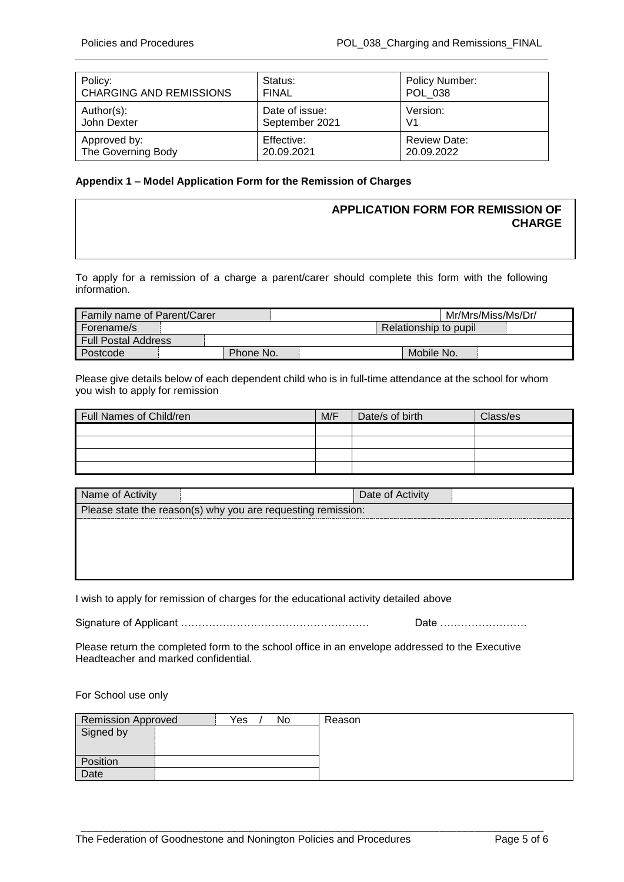| Policy: CHARGING AND REMISSIONS | Status: FINAL | Policy Number: POL_038 |
|---|---|---|
| Author(s): John Dexter | Date of issue: September 2021 | Version: V1 |
| Approved by: The Governing Body | Effective: 20.09.2021 | Review Date: 20.09.2022 |

**Appendix 1 – Model Application Form for the Remission of Charges**

## APPLICATION FORM FOR REMISSION OF CHARGE

To apply for a remission of a charge a parent/carer should complete this form with the following information.

| Family name of Parent/Carer | | | | Mr/Mrs/Miss/Ms/Dr/ |
|---|---|---|---|---|
| Forename/s | | | Relationship to pupil | |
| Full Postal Address | | | | |
| Postcode | | Phone No. | | Mobile No. |

Please give details below of each dependent child who is in full-time attendance at the school for whom you wish to apply for remission

| Full Names of Child/ren | M/F | Date/s of birth | Class/es |
|---|---|---|---|
| | | | |
| | | | |
| | | | |
| | | | |

| Name of Activity | | Date of Activity | |
|---|---|---|---|
| Please state the reason(s) why you are requesting remission: | | | |
| | | | |

I wish to apply for remission of charges for the educational activity detailed above

Signature of Applicant ……………………………………………… Date …………………….

Please return the completed form to the school office in an envelope addressed to the Executive Headteacher and marked confidential.

For School use only

| Remission Approved | Yes / No | Reason |
|---|---|---|
| Signed by | | |
| Position | | |
| Date | | |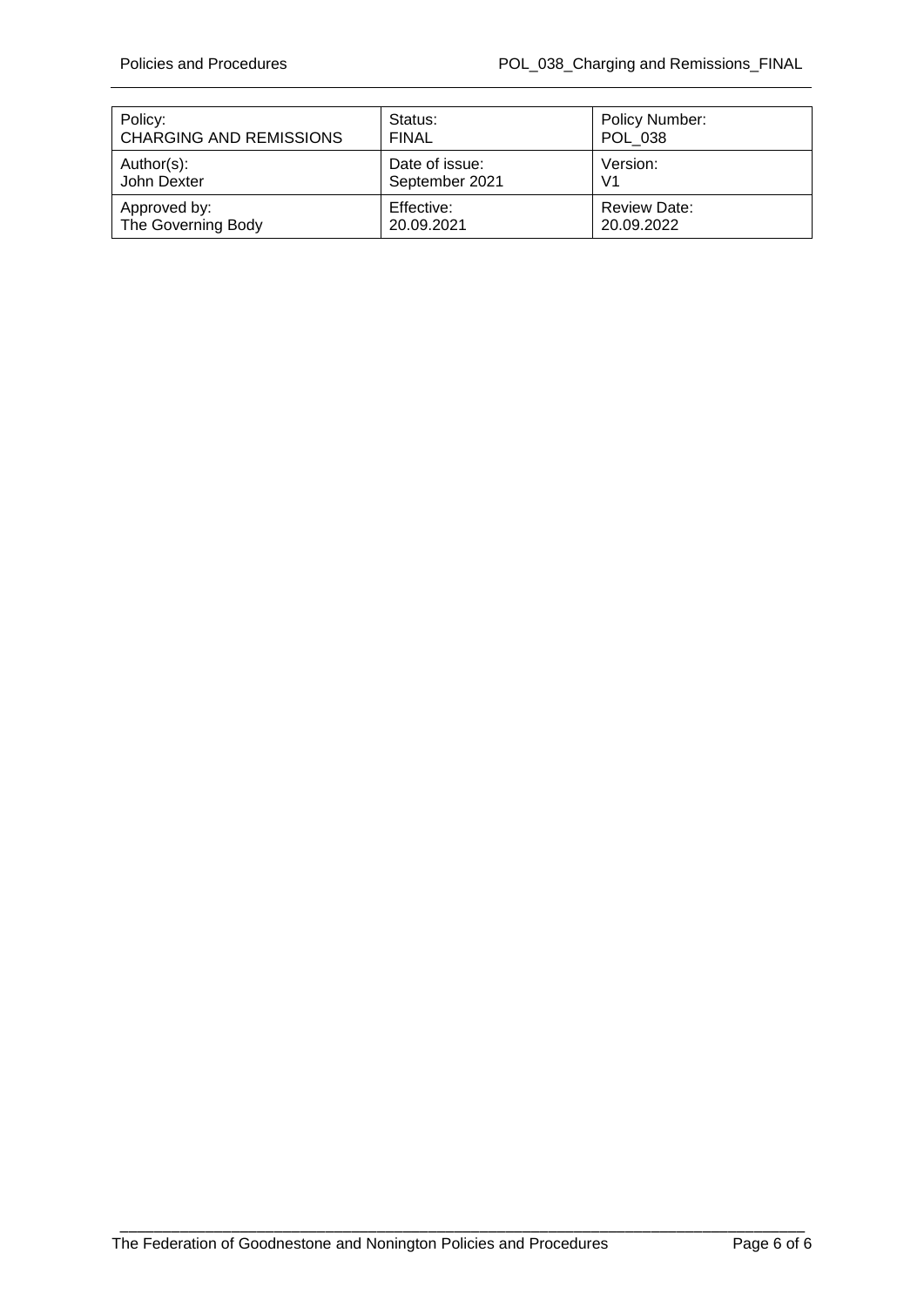| | | |
|---|---|---|
| Policy:<br>CHARGING AND REMISSIONS | Status:<br>FINAL | Policy Number:<br>POL_038 |
| Author(s):<br>John Dexter | Date of issue:<br>September 2021 | Version:<br>V1 |
| Approved by:<br>The Governing Body | Effective:<br>20.09.2021 | Review Date:<br>20.09.2022 |